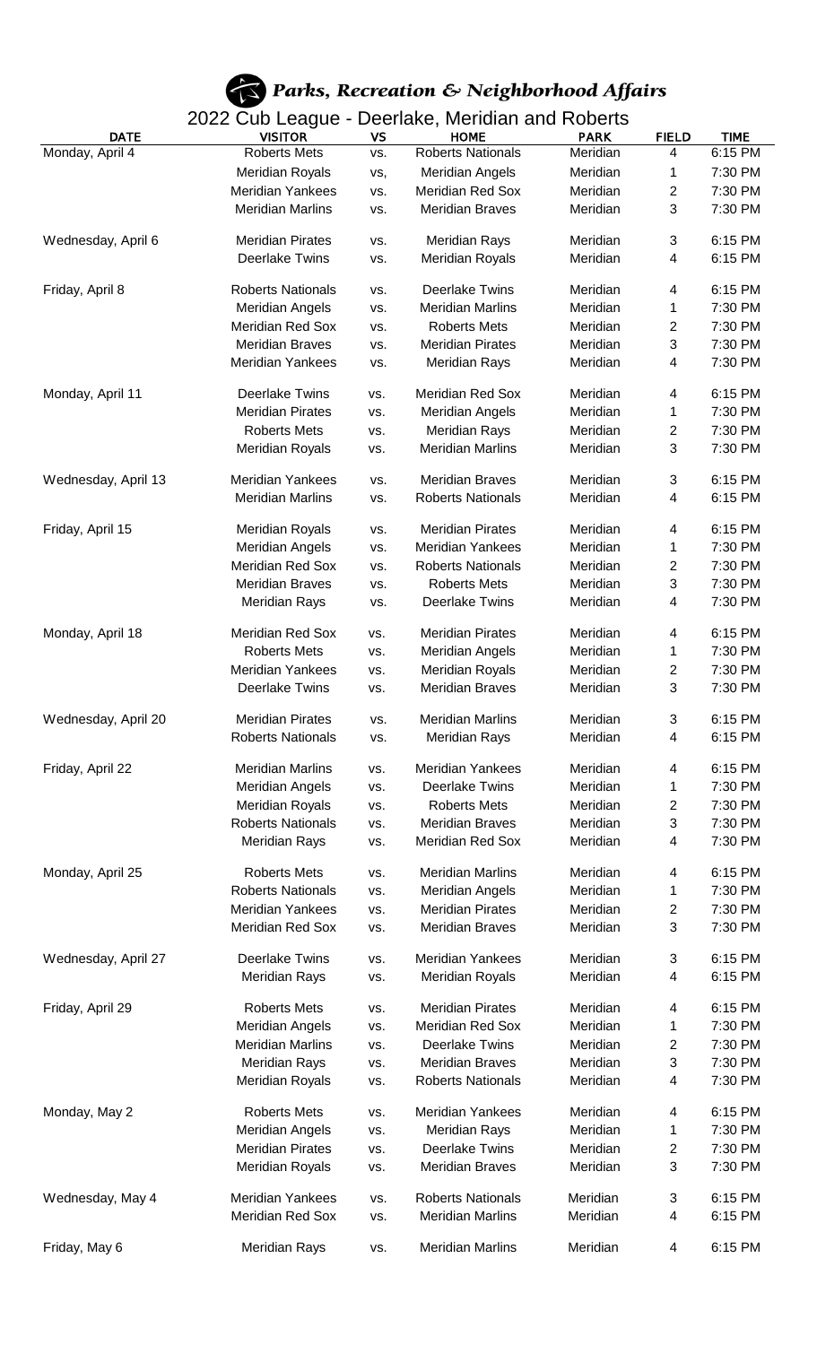# Parks, Recreation & Neighborhood Affairs

## 2022 Cub League - Deerlake, Meridian and Roberts

| DATE | VISITOR | VS | HOME | PARK | FIELD | TIME |
|---|---|---|---|---|---|---|
| Monday, April 4 | Roberts Mets | vs. | Roberts Nationals | Meridian | 4 | 6:15 PM |
| | Meridian Royals | vs, | Meridian Angels | Meridian | 1 | 7:30 PM |
| | Meridian Yankees | vs. | Meridian Red Sox | Meridian | 2 | 7:30 PM |
| | Meridian Marlins | vs. | Meridian Braves | Meridian | 3 | 7:30 PM |
| Wednesday, April 6 | Meridian Pirates | vs. | Meridian Rays | Meridian | 3 | 6:15 PM |
| | Deerlake Twins | vs. | Meridian Royals | Meridian | 4 | 6:15 PM |
| Friday, April 8 | Roberts Nationals | vs. | Deerlake Twins | Meridian | 4 | 6:15 PM |
| | Meridian Angels | vs. | Meridian Marlins | Meridian | 1 | 7:30 PM |
| | Meridian Red Sox | vs. | Roberts Mets | Meridian | 2 | 7:30 PM |
| | Meridian Braves | vs. | Meridian Pirates | Meridian | 3 | 7:30 PM |
| | Meridian Yankees | vs. | Meridian Rays | Meridian | 4 | 7:30 PM |
| Monday, April 11 | Deerlake Twins | vs. | Meridian Red Sox | Meridian | 4 | 6:15 PM |
| | Meridian Pirates | vs. | Meridian Angels | Meridian | 1 | 7:30 PM |
| | Roberts Mets | vs. | Meridian Rays | Meridian | 2 | 7:30 PM |
| | Meridian Royals | vs. | Meridian Marlins | Meridian | 3 | 7:30 PM |
| Wednesday, April 13 | Meridian Yankees | vs. | Meridian Braves | Meridian | 3 | 6:15 PM |
| | Meridian Marlins | vs. | Roberts Nationals | Meridian | 4 | 6:15 PM |
| Friday, April 15 | Meridian Royals | vs. | Meridian Pirates | Meridian | 4 | 6:15 PM |
| | Meridian Angels | vs. | Meridian Yankees | Meridian | 1 | 7:30 PM |
| | Meridian Red Sox | vs. | Roberts Nationals | Meridian | 2 | 7:30 PM |
| | Meridian Braves | vs. | Roberts Mets | Meridian | 3 | 7:30 PM |
| | Meridian Rays | vs. | Deerlake Twins | Meridian | 4 | 7:30 PM |
| Monday, April 18 | Meridian Red Sox | vs. | Meridian Pirates | Meridian | 4 | 6:15 PM |
| | Roberts Mets | vs. | Meridian Angels | Meridian | 1 | 7:30 PM |
| | Meridian Yankees | vs. | Meridian Royals | Meridian | 2 | 7:30 PM |
| | Deerlake Twins | vs. | Meridian Braves | Meridian | 3 | 7:30 PM |
| Wednesday, April 20 | Meridian Pirates | vs. | Meridian Marlins | Meridian | 3 | 6:15 PM |
| | Roberts Nationals | vs. | Meridian Rays | Meridian | 4 | 6:15 PM |
| Friday, April 22 | Meridian Marlins | vs. | Meridian Yankees | Meridian | 4 | 6:15 PM |
| | Meridian Angels | vs. | Deerlake Twins | Meridian | 1 | 7:30 PM |
| | Meridian Royals | vs. | Roberts Mets | Meridian | 2 | 7:30 PM |
| | Roberts Nationals | vs. | Meridian Braves | Meridian | 3 | 7:30 PM |
| | Meridian Rays | vs. | Meridian Red Sox | Meridian | 4 | 7:30 PM |
| Monday, April 25 | Roberts Mets | vs. | Meridian Marlins | Meridian | 4 | 6:15 PM |
| | Roberts Nationals | vs. | Meridian Angels | Meridian | 1 | 7:30 PM |
| | Meridian Yankees | vs. | Meridian Pirates | Meridian | 2 | 7:30 PM |
| | Meridian Red Sox | vs. | Meridian Braves | Meridian | 3 | 7:30 PM |
| Wednesday, April 27 | Deerlake Twins | vs. | Meridian Yankees | Meridian | 3 | 6:15 PM |
| | Meridian Rays | vs. | Meridian Royals | Meridian | 4 | 6:15 PM |
| Friday, April 29 | Roberts Mets | vs. | Meridian Pirates | Meridian | 4 | 6:15 PM |
| | Meridian Angels | vs. | Meridian Red Sox | Meridian | 1 | 7:30 PM |
| | Meridian Marlins | vs. | Deerlake Twins | Meridian | 2 | 7:30 PM |
| | Meridian Rays | vs. | Meridian Braves | Meridian | 3 | 7:30 PM |
| | Meridian Royals | vs. | Roberts Nationals | Meridian | 4 | 7:30 PM |
| Monday, May 2 | Roberts Mets | vs. | Meridian Yankees | Meridian | 4 | 6:15 PM |
| | Meridian Angels | vs. | Meridian Rays | Meridian | 1 | 7:30 PM |
| | Meridian Pirates | vs. | Deerlake Twins | Meridian | 2 | 7:30 PM |
| | Meridian Royals | vs. | Meridian Braves | Meridian | 3 | 7:30 PM |
| Wednesday, May 4 | Meridian Yankees | vs. | Roberts Nationals | Meridian | 3 | 6:15 PM |
| | Meridian Red Sox | vs. | Meridian Marlins | Meridian | 4 | 6:15 PM |
| Friday, May 6 | Meridian Rays | vs. | Meridian Marlins | Meridian | 4 | 6:15 PM |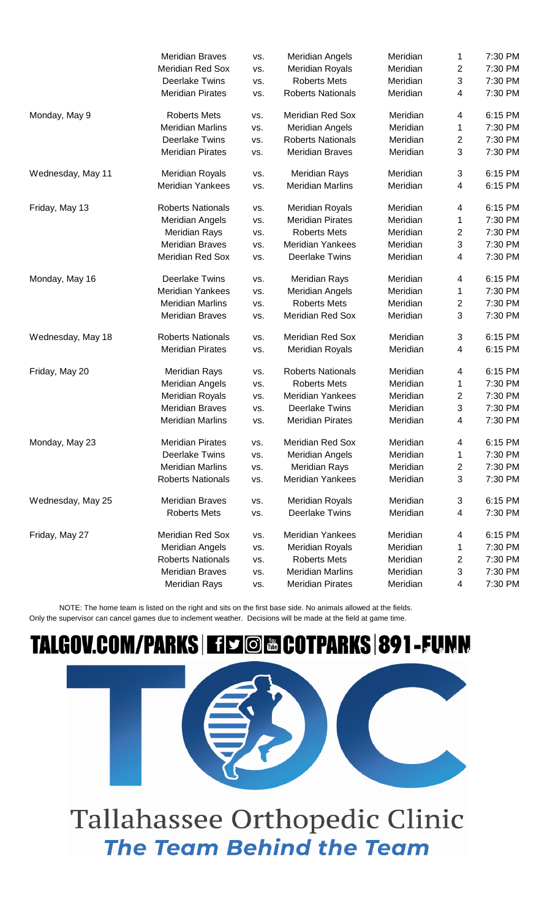| | | | | | | |
|---|---|---|---|---|---|---|
| | Meridian Braves | vs. | Meridian Angels | Meridian | 1 | 7:30 PM |
| | Meridian Red Sox | vs. | Meridian Royals | Meridian | 2 | 7:30 PM |
| | Deerlake Twins | vs. | Roberts Mets | Meridian | 3 | 7:30 PM |
| | Meridian Pirates | vs. | Roberts Nationals | Meridian | 4 | 7:30 PM |
| Monday, May 9 | Roberts Mets | vs. | Meridian Red Sox | Meridian | 4 | 6:15 PM |
| | Meridian Marlins | vs. | Meridian Angels | Meridian | 1 | 7:30 PM |
| | Deerlake Twins | vs. | Roberts Nationals | Meridian | 2 | 7:30 PM |
| | Meridian Pirates | vs. | Meridian Braves | Meridian | 3 | 7:30 PM |
| Wednesday, May 11 | Meridian Royals | vs. | Meridian Rays | Meridian | 3 | 6:15 PM |
| | Meridian Yankees | vs. | Meridian Marlins | Meridian | 4 | 6:15 PM |
| Friday, May 13 | Roberts Nationals | vs. | Meridian Royals | Meridian | 4 | 6:15 PM |
| | Meridian Angels | vs. | Meridian Pirates | Meridian | 1 | 7:30 PM |
| | Meridian Rays | vs. | Roberts Mets | Meridian | 2 | 7:30 PM |
| | Meridian Braves | vs. | Meridian Yankees | Meridian | 3 | 7:30 PM |
| | Meridian Red Sox | vs. | Deerlake Twins | Meridian | 4 | 7:30 PM |
| Monday, May 16 | Deerlake Twins | vs. | Meridian Rays | Meridian | 4 | 6:15 PM |
| | Meridian Yankees | vs. | Meridian Angels | Meridian | 1 | 7:30 PM |
| | Meridian Marlins | vs. | Roberts Mets | Meridian | 2 | 7:30 PM |
| | Meridian Braves | vs. | Meridian Red Sox | Meridian | 3 | 7:30 PM |
| Wednesday, May 18 | Roberts Nationals | vs. | Meridian Red Sox | Meridian | 3 | 6:15 PM |
| | Meridian Pirates | vs. | Meridian Royals | Meridian | 4 | 6:15 PM |
| Friday, May 20 | Meridian Rays | vs. | Roberts Nationals | Meridian | 4 | 6:15 PM |
| | Meridian Angels | vs. | Roberts Mets | Meridian | 1 | 7:30 PM |
| | Meridian Royals | vs. | Meridian Yankees | Meridian | 2 | 7:30 PM |
| | Meridian Braves | vs. | Deerlake Twins | Meridian | 3 | 7:30 PM |
| | Meridian Marlins | vs. | Meridian Pirates | Meridian | 4 | 7:30 PM |
| Monday, May 23 | Meridian Pirates | vs. | Meridian Red Sox | Meridian | 4 | 6:15 PM |
| | Deerlake Twins | vs. | Meridian Angels | Meridian | 1 | 7:30 PM |
| | Meridian Marlins | vs. | Meridian Rays | Meridian | 2 | 7:30 PM |
| | Roberts Nationals | vs. | Meridian Yankees | Meridian | 3 | 7:30 PM |
| Wednesday, May 25 | Meridian Braves | vs. | Meridian Royals | Meridian | 3 | 6:15 PM |
| | Roberts Mets | vs. | Deerlake Twins | Meridian | 4 | 7:30 PM |
| Friday, May 27 | Meridian Red Sox | vs. | Meridian Yankees | Meridian | 4 | 6:15 PM |
| | Meridian Angels | vs. | Meridian Royals | Meridian | 1 | 7:30 PM |
| | Roberts Nationals | vs. | Roberts Mets | Meridian | 2 | 7:30 PM |
| | Meridian Braves | vs. | Meridian Marlins | Meridian | 3 | 7:30 PM |
| | Meridian Rays | vs. | Meridian Pirates | Meridian | 4 | 7:30 PM |

NOTE: The home team is listed on the right and sits on the first base side. No animals allowed at the fields.
Only the supervisor can cancel games due to inclement weather. Decisions will be made at the field at game time.

**TALGOV.COM/PARKS | COTPARKS | 891-FUNN**

Tallahassee Orthopedic Clinic

***The Team Behind the Team***